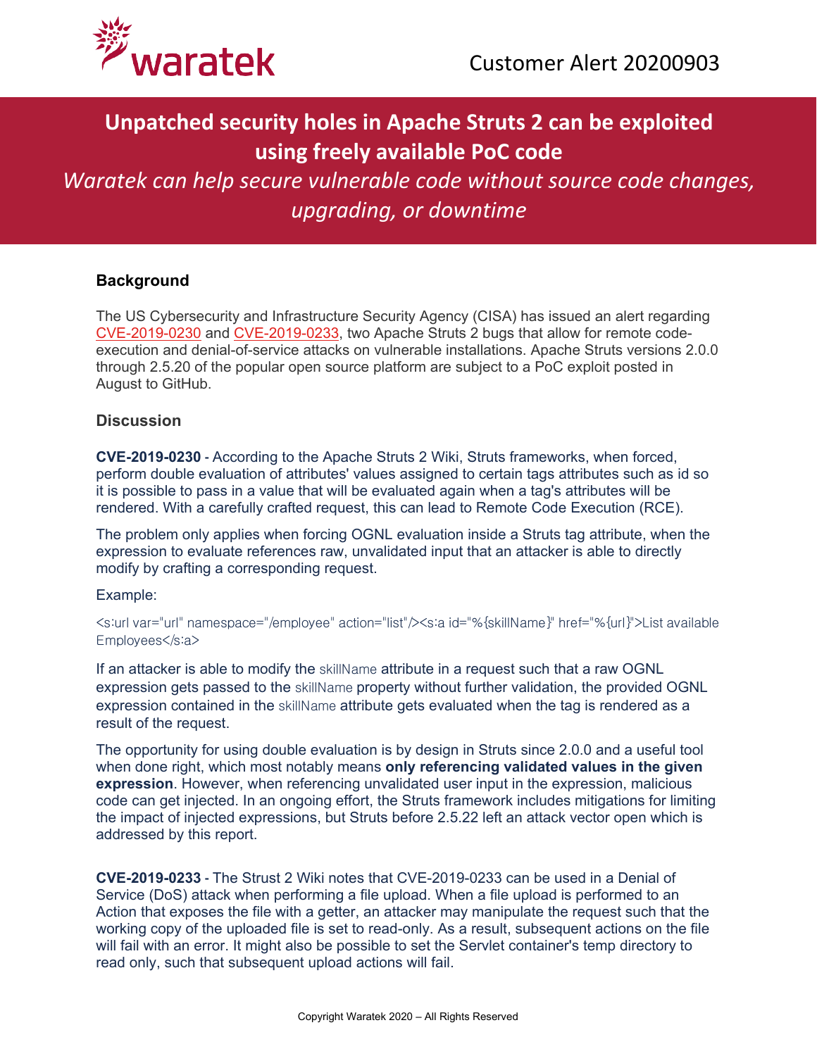waratek

Customer Alert 20200903

# Unpatched security holes in Apache Struts 2 can be exploited using freely available PoC code

*Waratek can help secure vulnerable code without source code changes, upgrading, or downtime*

## Background

The US Cybersecurity and Infrastructure Security Agency (CISA) has issued an alert regarding CVE-2019-0230 and CVE-2019-0233, two Apache Struts 2 bugs that allow for remote code-execution and denial-of-service attacks on vulnerable installations. Apache Struts versions 2.0.0 through 2.5.20 of the popular open source platform are subject to a PoC exploit posted in August to GitHub.

## Discussion

**CVE-2019-0230** - According to the Apache Struts 2 Wiki, Struts frameworks, when forced, perform double evaluation of attributes' values assigned to certain tags attributes such as id so it is possible to pass in a value that will be evaluated again when a tag's attributes will be rendered. With a carefully crafted request, this can lead to Remote Code Execution (RCE).

The problem only applies when forcing OGNL evaluation inside a Struts tag attribute, when the expression to evaluate references raw, unvalidated input that an attacker is able to directly modify by crafting a corresponding request.

Example:

```
<s:url var="url" namespace="/employee" action="list"/><s:a id="%{skillName}" href="%{url}">List available Employees</s:a>
```

If an attacker is able to modify the skillName attribute in a request such that a raw OGNL expression gets passed to the skillName property without further validation, the provided OGNL expression contained in the skillName attribute gets evaluated when the tag is rendered as a result of the request.

The opportunity for using double evaluation is by design in Struts since 2.0.0 and a useful tool when done right, which most notably means **only referencing validated values in the given expression**. However, when referencing unvalidated user input in the expression, malicious code can get injected. In an ongoing effort, the Struts framework includes mitigations for limiting the impact of injected expressions, but Struts before 2.5.22 left an attack vector open which is addressed by this report.

**CVE-2019-0233** - The Strust 2 Wiki notes that CVE-2019-0233 can be used in a Denial of Service (DoS) attack when performing a file upload. When a file upload is performed to an Action that exposes the file with a getter, an attacker may manipulate the request such that the working copy of the uploaded file is set to read-only. As a result, subsequent actions on the file will fail with an error. It might also be possible to set the Servlet container's temp directory to read only, such that subsequent upload actions will fail.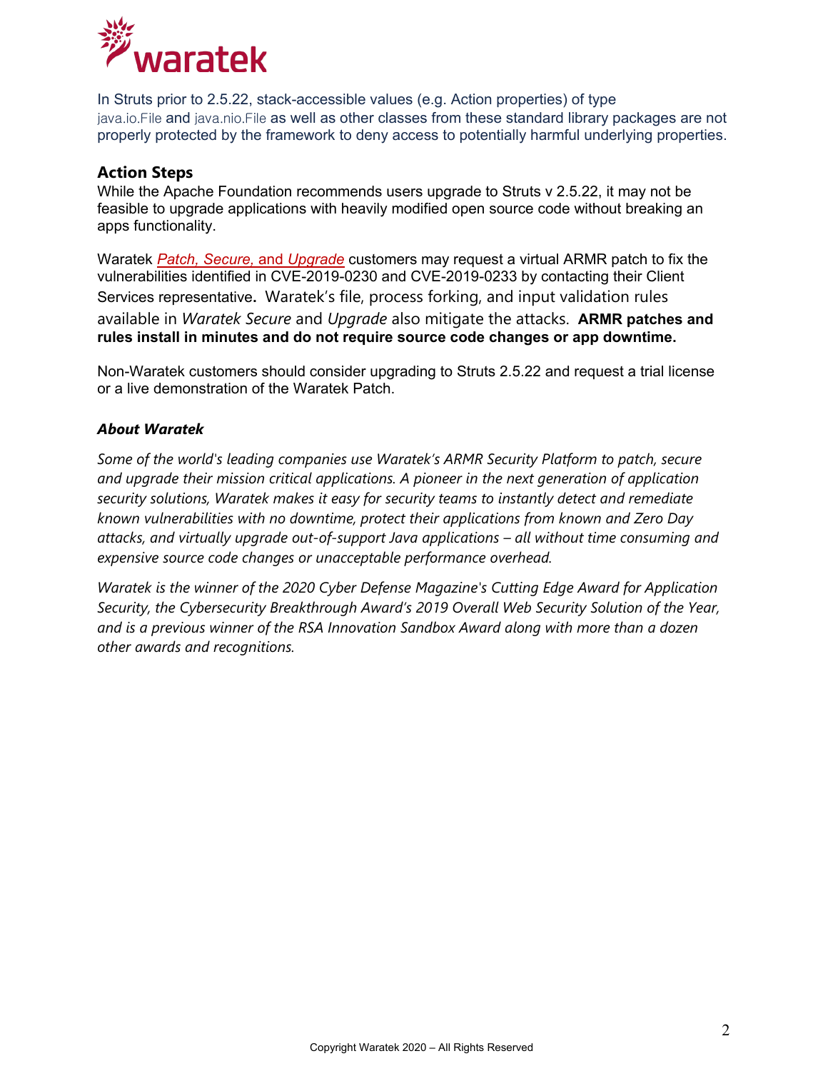In Struts prior to 2.5.22, stack-accessible values (e.g. Action properties) of type java.io.File and java.nio.File as well as other classes from these standard library packages are not properly protected by the framework to deny access to potentially harmful underlying properties.

## Action Steps

While the Apache Foundation recommends users upgrade to Struts v 2.5.22, it may not be feasible to upgrade applications with heavily modified open source code without breaking an apps functionality.

Waratek *Patch, Secure,* and *Upgrade* customers may request a virtual ARMR patch to fix the vulnerabilities identified in CVE-2019-0230 and CVE-2019-0233 by contacting their Client Services representative**.** Waratek's file, process forking, and input validation rules available in *Waratek Secure* and *Upgrade* also mitigate the attacks. **ARMR patches and rules install in minutes and do not require source code changes or app downtime.**

Non-Waratek customers should consider upgrading to Struts 2.5.22 and request a trial license or a live demonstration of the Waratek Patch.

### *About Waratek*

*Some of the world's leading companies use Waratek's ARMR Security Platform to patch, secure and upgrade their mission critical applications. A pioneer in the next generation of application security solutions, Waratek makes it easy for security teams to instantly detect and remediate known vulnerabilities with no downtime, protect their applications from known and Zero Day attacks, and virtually upgrade out-of-support Java applications – all without time consuming and expensive source code changes or unacceptable performance overhead.*

*Waratek is the winner of the 2020 Cyber Defense Magazine's Cutting Edge Award for Application Security, the Cybersecurity Breakthrough Award's 2019 Overall Web Security Solution of the Year, and is a previous winner of the RSA Innovation Sandbox Award along with more than a dozen other awards and recognitions.*

Copyright Waratek 2020 – All Rights Reserved